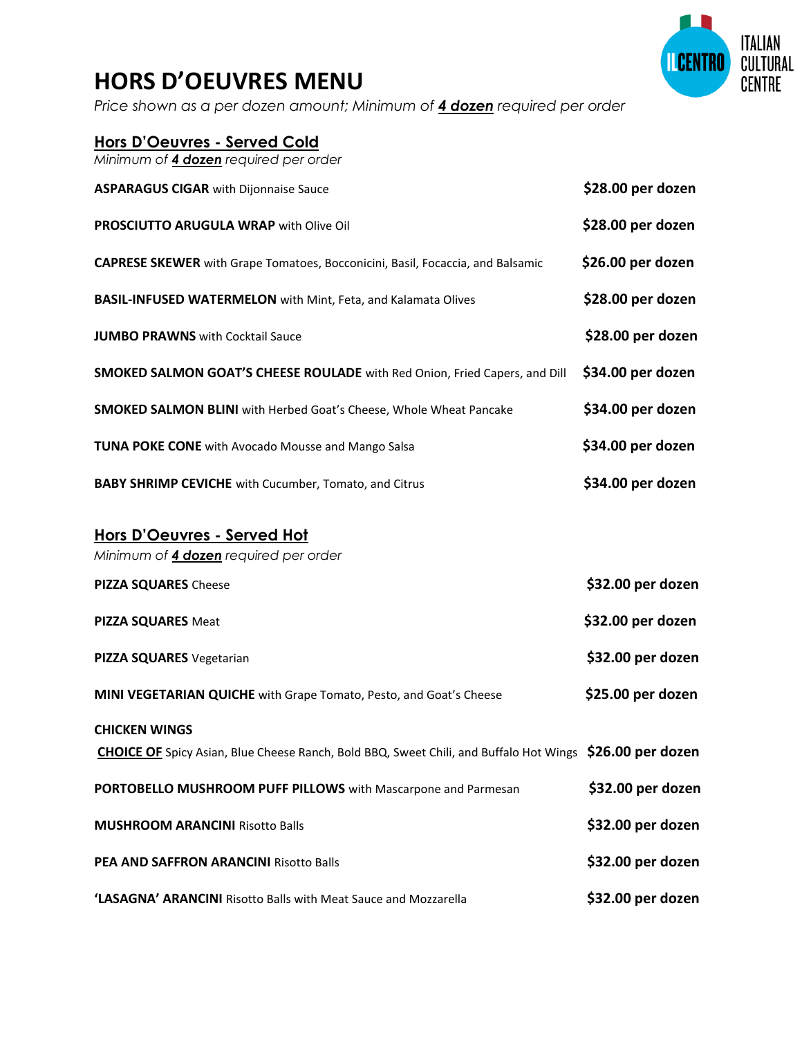# HORS D'OEUVRES MENU

*Price shown as a per dozen amount; Minimum of **4 dozen** required per order*

ITALIAN CULTURAL CENTRE

## Hors D'Oeuvres - Served Cold

*Minimum of **4 dozen** required per order*

| Item | Price |
|---|---|
| **ASPARAGUS CIGAR** with Dijonnaise Sauce | **$28.00 per dozen** |
| **PROSCIUTTO ARUGULA WRAP** with Olive Oil | **$28.00 per dozen** |
| **CAPRESE SKEWER** with Grape Tomatoes, Bocconicini, Basil, Focaccia, and Balsamic | **$26.00 per dozen** |
| **BASIL-INFUSED WATERMELON** with Mint, Feta, and Kalamata Olives | **$28.00 per dozen** |
| **JUMBO PRAWNS** with Cocktail Sauce | **$28.00 per dozen** |
| **SMOKED SALMON GOAT'S CHEESE ROULADE** with Red Onion, Fried Capers, and Dill | **$34.00 per dozen** |
| **SMOKED SALMON BLINI** with Herbed Goat's Cheese, Whole Wheat Pancake | **$34.00 per dozen** |
| **TUNA POKE CONE** with Avocado Mousse and Mango Salsa | **$34.00 per dozen** |
| **BABY SHRIMP CEVICHE** with Cucumber, Tomato, and Citrus | **$34.00 per dozen** |

## Hors D'Oeuvres - Served Hot

*Minimum of **4 dozen** required per order*

| Item | Price |
|---|---|
| **PIZZA SQUARES** Cheese | **$32.00 per dozen** |
| **PIZZA SQUARES** Meat | **$32.00 per dozen** |
| **PIZZA SQUARES** Vegetarian | **$32.00 per dozen** |
| **MINI VEGETARIAN QUICHE** with Grape Tomato, Pesto, and Goat's Cheese | **$25.00 per dozen** |
| **CHICKEN WINGS** <br> **CHOICE OF** Spicy Asian, Blue Cheese Ranch, Bold BBQ, Sweet Chili, and Buffalo Hot Wings | **$26.00 per dozen** |
| **PORTOBELLO MUSHROOM PUFF PILLOWS** with Mascarpone and Parmesan | **$32.00 per dozen** |
| **MUSHROOM ARANCINI** Risotto Balls | **$32.00 per dozen** |
| **PEA AND SAFFRON ARANCINI** Risotto Balls | **$32.00 per dozen** |
| **'LASAGNA' ARANCINI** Risotto Balls with Meat Sauce and Mozzarella | **$32.00 per dozen** |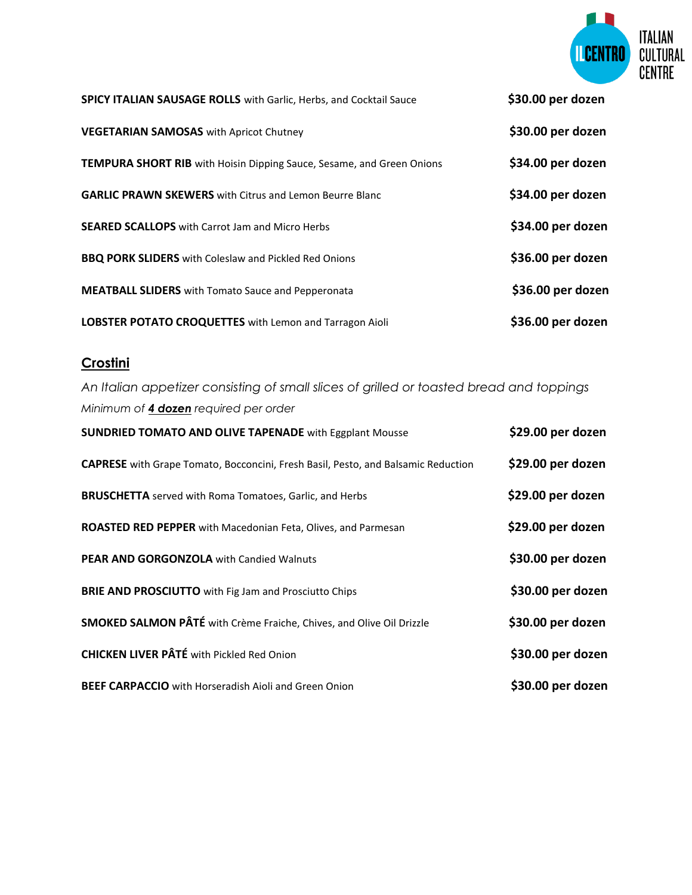**SPICY ITALIAN SAUSAGE ROLLS** with Garlic, Herbs, and Cocktail Sauce **$30.00 per dozen**

**VEGETARIAN SAMOSAS** with Apricot Chutney **$30.00 per dozen**

**TEMPURA SHORT RIB** with Hoisin Dipping Sauce, Sesame, and Green Onions **$34.00 per dozen**

**GARLIC PRAWN SKEWERS** with Citrus and Lemon Beurre Blanc **$34.00 per dozen**

**SEARED SCALLOPS** with Carrot Jam and Micro Herbs **$34.00 per dozen**

**BBQ PORK SLIDERS** with Coleslaw and Pickled Red Onions **$36.00 per dozen**

**MEATBALL SLIDERS** with Tomato Sauce and Pepperonata **$36.00 per dozen**

**LOBSTER POTATO CROQUETTES** with Lemon and Tarragon Aioli **$36.00 per dozen**

## Crostini

*An Italian appetizer consisting of small slices of grilled or toasted bread and toppings*

*Minimum of* ***4 dozen*** *required per order*

**SUNDRIED TOMATO AND OLIVE TAPENADE** with Eggplant Mousse **$29.00 per dozen**

**CAPRESE** with Grape Tomato, Bocconcini, Fresh Basil, Pesto, and Balsamic Reduction **$29.00 per dozen**

**BRUSCHETTA** served with Roma Tomatoes, Garlic, and Herbs **$29.00 per dozen**

**ROASTED RED PEPPER** with Macedonian Feta, Olives, and Parmesan **$29.00 per dozen**

**PEAR AND GORGONZOLA** with Candied Walnuts **$30.00 per dozen**

**BRIE AND PROSCIUTTO** with Fig Jam and Prosciutto Chips **$30.00 per dozen**

**SMOKED SALMON PÂTÉ** with Crème Fraiche, Chives, and Olive Oil Drizzle **$30.00 per dozen**

**CHICKEN LIVER PÂTÉ** with Pickled Red Onion **$30.00 per dozen**

**BEEF CARPACCIO** with Horseradish Aioli and Green Onion **$30.00 per dozen**